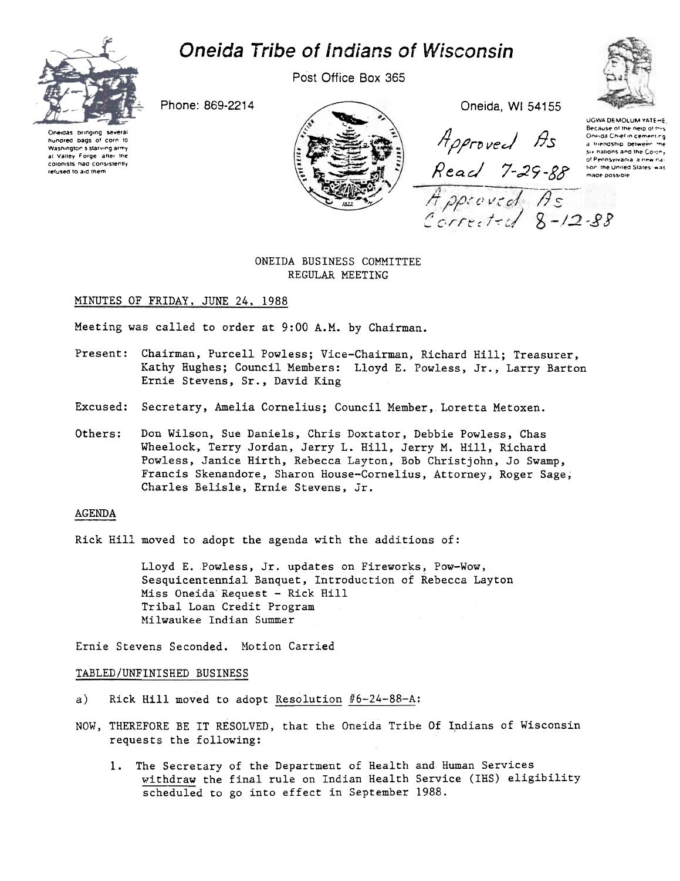# Oneida Tribe of Indians of Wisconsin

Post Office Box 365

Phone: 869-2214

Oneida, WI 54155

Oneidas bringing several hundred bags of corn to Washington's starving army at Valley Forge after the colonists had consistently refused to aid them.

UGWA DEMOLUM YATEHE, Because of the help of this Oneida Chief in cementing a friendship between the six nations and the Colony of Pennsylvania, a new nation, the United States was made possible.

Approved As Read 7-29-88

Approved As Corrected 8-12-88

ONEIDA BUSINESS COMMITTEE
REGULAR MEETING

MINUTES OF FRIDAY, JUNE 24, 1988

Meeting was called to order at 9:00 A.M. by Chairman.

Present: Chairman, Purcell Powless; Vice-Chairman, Richard Hill; Treasurer, Kathy Hughes; Council Members: Lloyd E. Powless, Jr., Larry Barton Ernie Stevens, Sr., David King

Excused: Secretary, Amelia Cornelius; Council Member, Loretta Metoxen.

Others: Don Wilson, Sue Daniels, Chris Doxtator, Debbie Powless, Chas Wheelock, Terry Jordan, Jerry L. Hill, Jerry M. Hill, Richard Powless, Janice Hirth, Rebecca Layton, Bob Christjohn, Jo Swamp, Francis Skenandore, Sharon House-Cornelius, Attorney, Roger Sage, Charles Belisle, Ernie Stevens, Jr.

AGENDA

Rick Hill moved to adopt the agenda with the additions of:

Lloyd E. Powless, Jr. updates on Fireworks, Pow-Wow, Sesquicentennial Banquet, Introduction of Rebecca Layton
Miss Oneida Request - Rick Hill
Tribal Loan Credit Program
Milwaukee Indian Summer

Ernie Stevens Seconded. Motion Carried

TABLED/UNFINISHED BUSINESS

a) Rick Hill moved to adopt Resolution #6-24-88-A:

NOW, THEREFORE BE IT RESOLVED, that the Oneida Tribe Of Indians of Wisconsin requests the following:

1. The Secretary of the Department of Health and Human Services withdraw the final rule on Indian Health Service (IHS) eligibility scheduled to go into effect in September 1988.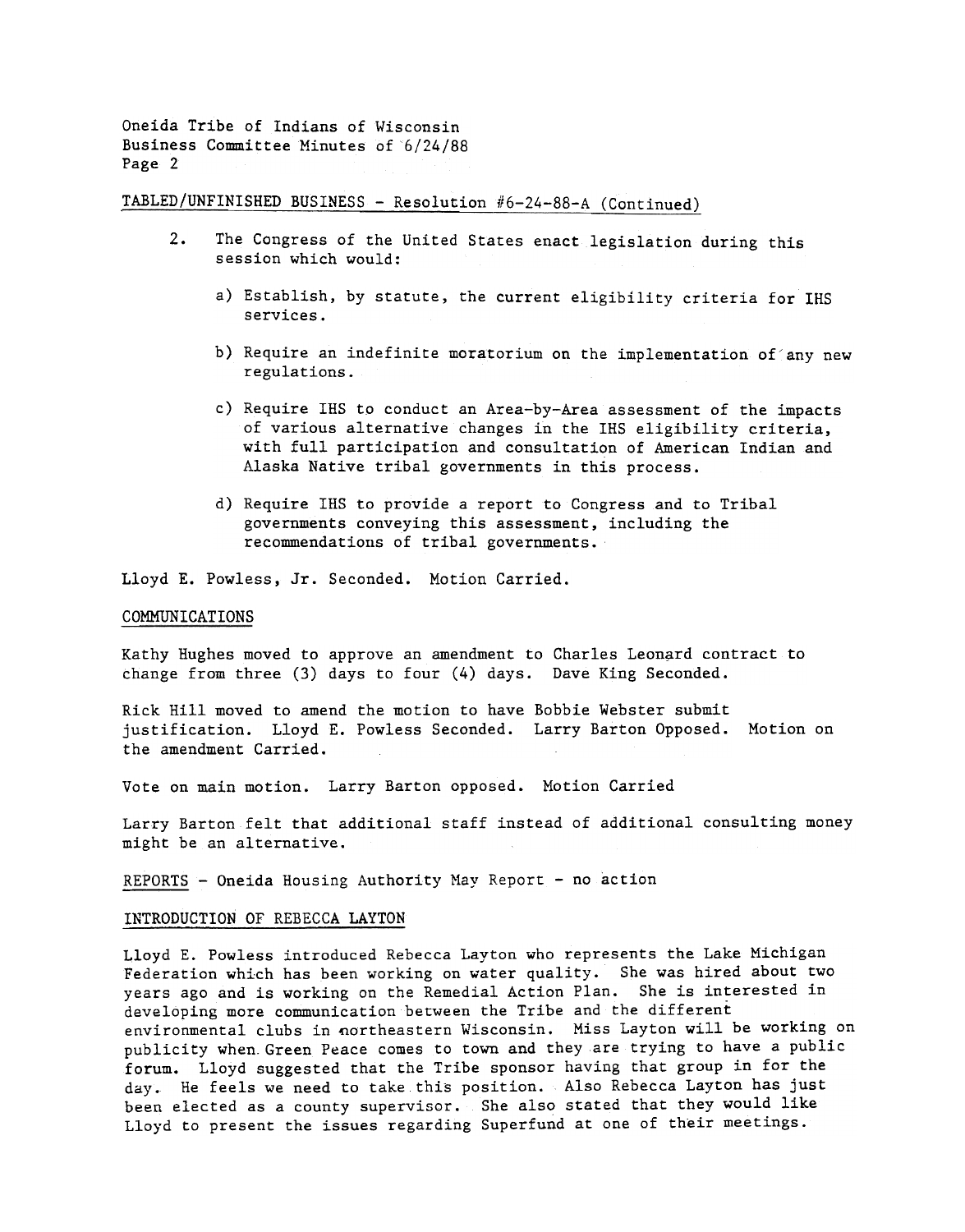TABLED/UNFINISHED BUSINESS - Resolution #6-24-88-A (Continued)

2. The Congress of the United States enact legislation during this session which would:

   a) Establish, by statute, the current eligibility criteria for IHS services.

   b) Require an indefinite moratorium on the implementation of any new regulations.

   c) Require IHS to conduct an Area-by-Area assessment of the impacts of various alternative changes in the IHS eligibility criteria, with full participation and consultation of American Indian and Alaska Native tribal governments in this process.

   d) Require IHS to provide a report to Congress and to Tribal governments conveying this assessment, including the recommendations of tribal governments.

Lloyd E. Powless, Jr. Seconded. Motion Carried.

COMMUNICATIONS

Kathy Hughes moved to approve an amendment to Charles Leonard contract to change from three (3) days to four (4) days. Dave King Seconded.

Rick Hill moved to amend the motion to have Bobbie Webster submit justification. Lloyd E. Powless Seconded. Larry Barton Opposed. Motion on the amendment Carried.

Vote on main motion. Larry Barton opposed. Motion Carried

Larry Barton felt that additional staff instead of additional consulting money might be an alternative.

REPORTS - Oneida Housing Authority May Report - no action

INTRODUCTION OF REBECCA LAYTON

Lloyd E. Powless introduced Rebecca Layton who represents the Lake Michigan Federation which has been working on water quality. She was hired about two years ago and is working on the Remedial Action Plan. She is interested in developing more communication between the Tribe and the different environmental clubs in northeastern Wisconsin. Miss Layton will be working on publicity when Green Peace comes to town and they are trying to have a public forum. Lloyd suggested that the Tribe sponsor having that group in for the day. He feels we need to take this position. Also Rebecca Layton has just been elected as a county supervisor. She also stated that they would like Lloyd to present the issues regarding Superfund at one of their meetings.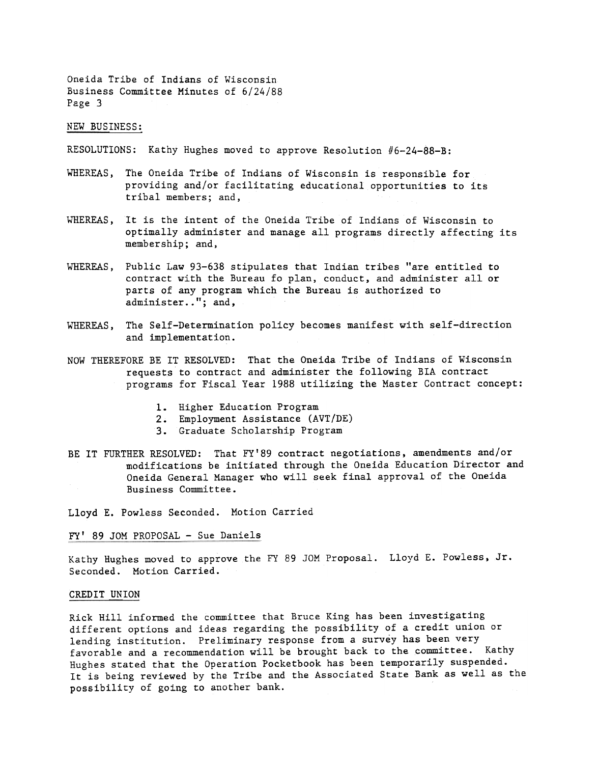NEW BUSINESS:

RESOLUTIONS: Kathy Hughes moved to approve Resolution #6-24-88-B:

WHEREAS, The Oneida Tribe of Indians of Wisconsin is responsible for providing and/or facilitating educational opportunities to its tribal members; and,

WHEREAS, It is the intent of the Oneida Tribe of Indians of Wisconsin to optimally administer and manage all programs directly affecting its membership; and,

WHEREAS, Public Law 93-638 stipulates that Indian tribes "are entitled to contract with the Bureau fo plan, conduct, and administer all or parts of any program which the Bureau is authorized to administer.."; and,

WHEREAS, The Self-Determination policy becomes manifest with self-direction and implementation.

NOW THEREFORE BE IT RESOLVED: That the Oneida Tribe of Indians of Wisconsin requests to contract and administer the following BIA contract programs for Fiscal Year 1988 utilizing the Master Contract concept:

1. Higher Education Program
2. Employment Assistance (AVT/DE)
3. Graduate Scholarship Program

BE IT FURTHER RESOLVED: That FY'89 contract negotiations, amendments and/or modifications be initiated through the Oneida Education Director and Oneida General Manager who will seek final approval of the Oneida Business Committee.

Lloyd E. Powless Seconded. Motion Carried

FY' 89 JOM PROPOSAL - Sue Daniels

Kathy Hughes moved to approve the FY 89 JOM Proposal. Lloyd E. Powless, Jr. Seconded. Motion Carried.

CREDIT UNION

Rick Hill informed the committee that Bruce King has been investigating different options and ideas regarding the possibility of a credit union or lending institution. Preliminary response from a survey has been very favorable and a recommendation will be brought back to the committee. Kathy Hughes stated that the Operation Pocketbook has been temporarily suspended. It is being reviewed by the Tribe and the Associated State Bank as well as the possibility of going to another bank.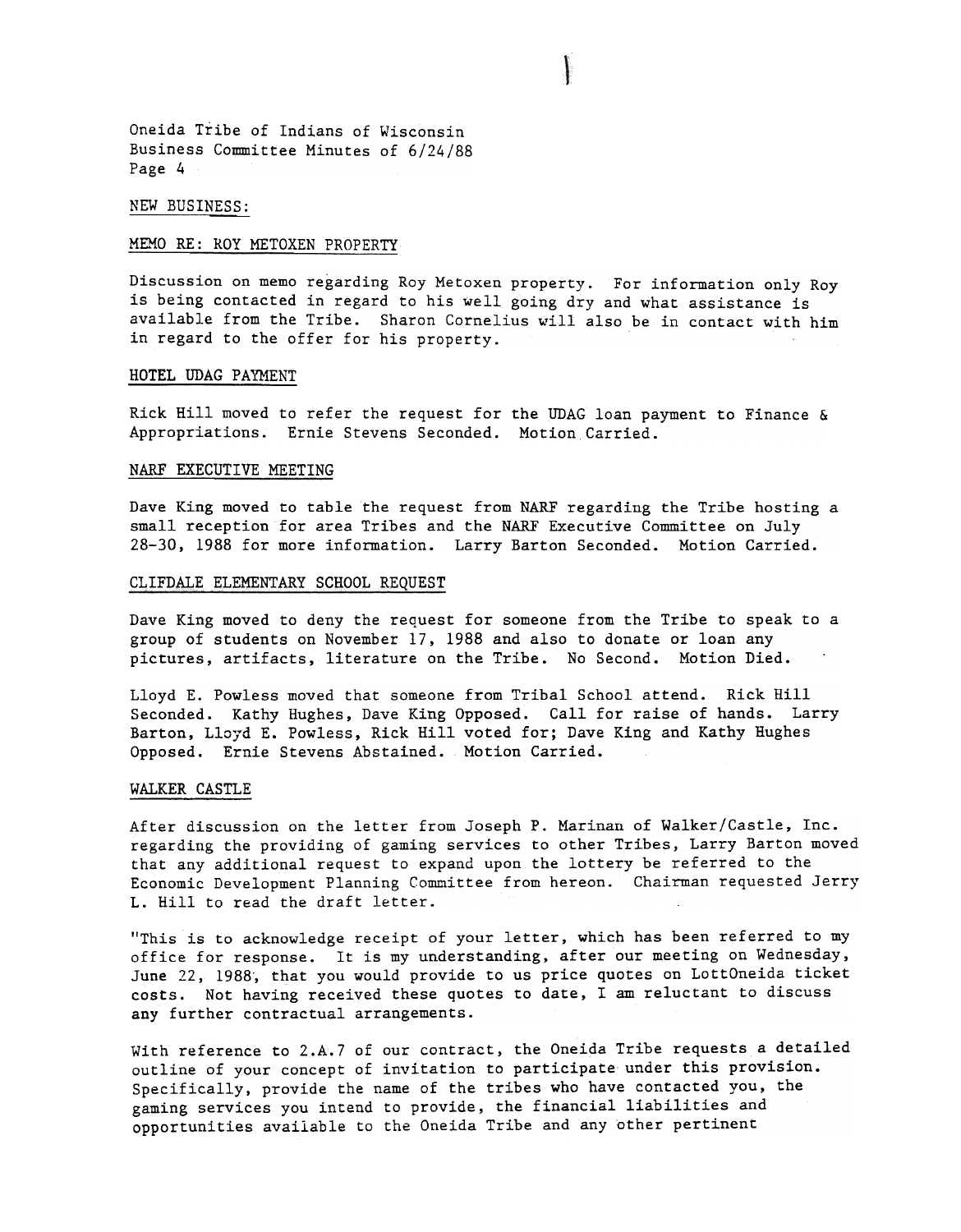Oneida Tribe of Indians of Wisconsin
Business Committee Minutes of 6/24/88
Page 4

## NEW BUSINESS:

### MEMO RE: ROY METOXEN PROPERTY

Discussion on memo regarding Roy Metoxen property. For information only Roy is being contacted in regard to his well going dry and what assistance is available from the Tribe. Sharon Cornelius will also be in contact with him in regard to the offer for his property.

### HOTEL UDAG PAYMENT

Rick Hill moved to refer the request for the UDAG loan payment to Finance & Appropriations. Ernie Stevens Seconded. Motion Carried.

### NARF EXECUTIVE MEETING

Dave King moved to table the request from NARF regarding the Tribe hosting a small reception for area Tribes and the NARF Executive Committee on July 28-30, 1988 for more information. Larry Barton Seconded. Motion Carried.

### CLIFDALE ELEMENTARY SCHOOL REQUEST

Dave King moved to deny the request for someone from the Tribe to speak to a group of students on November 17, 1988 and also to donate or loan any pictures, artifacts, literature on the Tribe. No Second. Motion Died.

Lloyd E. Powless moved that someone from Tribal School attend. Rick Hill Seconded. Kathy Hughes, Dave King Opposed. Call for raise of hands. Larry Barton, Lloyd E. Powless, Rick Hill voted for; Dave King and Kathy Hughes Opposed. Ernie Stevens Abstained. Motion Carried.

### WALKER CASTLE

After discussion on the letter from Joseph P. Marinan of Walker/Castle, Inc. regarding the providing of gaming services to other Tribes, Larry Barton moved that any additional request to expand upon the lottery be referred to the Economic Development Planning Committee from hereon. Chairman requested Jerry L. Hill to read the draft letter.

"This is to acknowledge receipt of your letter, which has been referred to my office for response. It is my understanding, after our meeting on Wednesday, June 22, 1988, that you would provide to us price quotes on LottOneida ticket costs. Not having received these quotes to date, I am reluctant to discuss any further contractual arrangements.

With reference to 2.A.7 of our contract, the Oneida Tribe requests a detailed outline of your concept of invitation to participate under this provision. Specifically, provide the name of the tribes who have contacted you, the gaming services you intend to provide, the financial liabilities and opportunities available to the Oneida Tribe and any other pertinent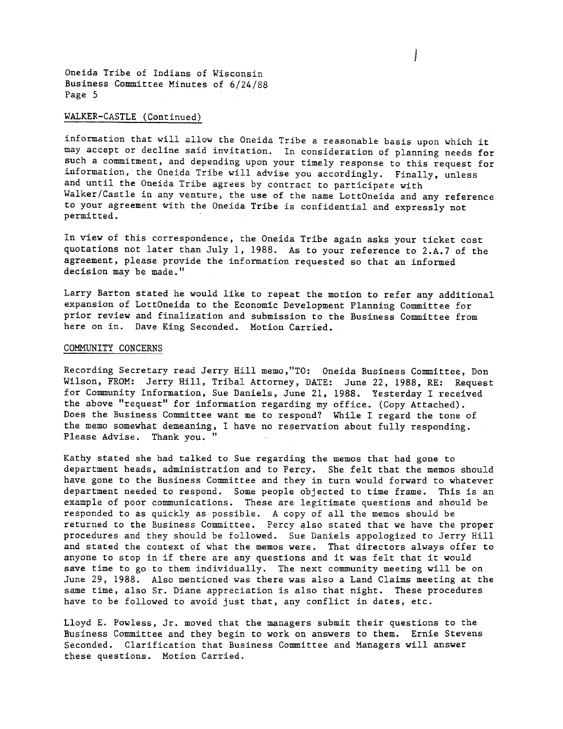WALKER-CASTLE (Continued)

information that will allow the Oneida Tribe a reasonable basis upon which it may accept or decline said invitation. In consideration of planning needs for such a commitment, and depending upon your timely response to this request for information, the Oneida Tribe will advise you accordingly. Finally, unless and until the Oneida Tribe agrees by contract to participate with Walker/Castle in any venture, the use of the name LottOneida and any reference to your agreement with the Oneida Tribe is confidential and expressly not permitted.

In view of this correspondence, the Oneida Tribe again asks your ticket cost quotations not later than July 1, 1988. As to your reference to 2.A.7 of the agreement, please provide the information requested so that an informed decision may be made."

Larry Barton stated he would like to repeat the motion to refer any additional expansion of LottOneida to the Economic Development Planning Committee for prior review and finalization and submission to the Business Committee from here on in. Dave King Seconded. Motion Carried.

COMMUNITY CONCERNS

Recording Secretary read Jerry Hill memo,"TO: Oneida Business Committee, Don Wilson, FROM: Jerry Hill, Tribal Attorney, DATE: June 22, 1988, RE: Request for Community Information, Sue Daniels, June 21, 1988. Yesterday I received the above "request" for information regarding my office. (Copy Attached). Does the Business Committee want me to respond? While I regard the tone of the memo somewhat demeaning, I have no reservation about fully responding. Please Advise. Thank you. "

Kathy stated she had talked to Sue regarding the memos that had gone to department heads, administration and to Percy. She felt that the memos should have gone to the Business Committee and they in turn would forward to whatever department needed to respond. Some people objected to time frame. This is an example of poor communications. These are legitimate questions and should be responded to as quickly as possible. A copy of all the memos should be returned to the Business Committee. Percy also stated that we have the proper procedures and they should be followed. Sue Daniels appologized to Jerry Hill and stated the context of what the memos were. That directors always offer to anyone to stop in if there are any questions and it was felt that it would save time to go to them individually. The next community meeting will be on June 29, 1988. Also mentioned was there was also a Land Claims meeting at the same time, also Sr. Diane appreciation is also that night. These procedures have to be followed to avoid just that, any conflict in dates, etc.

Lloyd E. Powless, Jr. moved that the managers submit their questions to the Business Committee and they begin to work on answers to them. Ernie Stevens Seconded. Clarification that Business Committee and Managers will answer these questions. Motion Carried.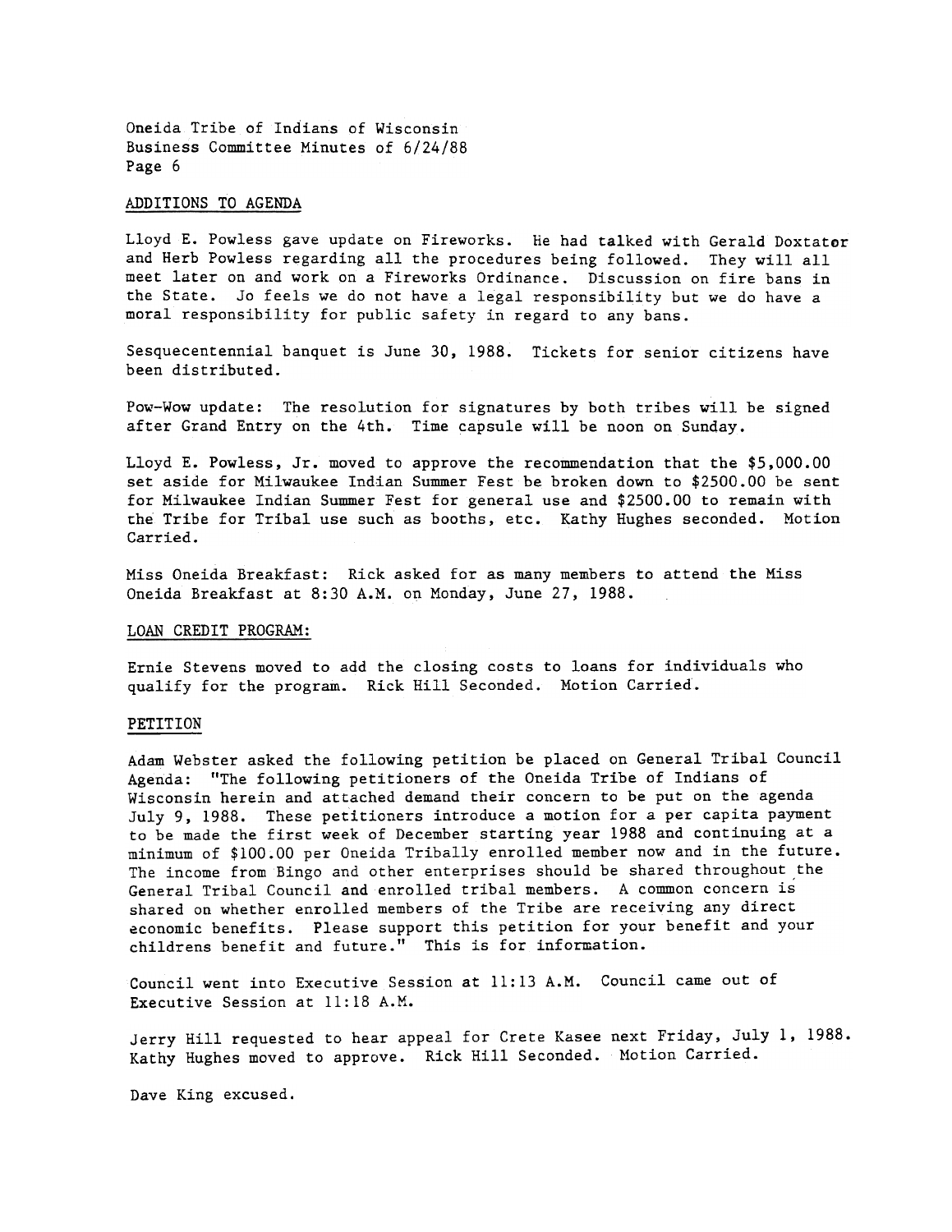## ADDITIONS TO AGENDA

Lloyd E. Powless gave update on Fireworks. He had talked with Gerald Doxtator and Herb Powless regarding all the procedures being followed. They will all meet later on and work on a Fireworks Ordinance. Discussion on fire bans in the State. Jo feels we do not have a legal responsibility but we do have a moral responsibility for public safety in regard to any bans.

Sesquecentennial banquet is June 30, 1988. Tickets for senior citizens have been distributed.

Pow-Wow update: The resolution for signatures by both tribes will be signed after Grand Entry on the 4th. Time capsule will be noon on Sunday.

Lloyd E. Powless, Jr. moved to approve the recommendation that the $5,000.00 set aside for Milwaukee Indian Summer Fest be broken down to $2500.00 be sent for Milwaukee Indian Summer Fest for general use and $2500.00 to remain with the Tribe for Tribal use such as booths, etc. Kathy Hughes seconded. Motion Carried.

Miss Oneida Breakfast: Rick asked for as many members to attend the Miss Oneida Breakfast at 8:30 A.M. on Monday, June 27, 1988.

## LOAN CREDIT PROGRAM:

Ernie Stevens moved to add the closing costs to loans for individuals who qualify for the program. Rick Hill Seconded. Motion Carried.

## PETITION

Adam Webster asked the following petition be placed on General Tribal Council Agenda: "The following petitioners of the Oneida Tribe of Indians of Wisconsin herein and attached demand their concern to be put on the agenda July 9, 1988. These petitioners introduce a motion for a per capita payment to be made the first week of December starting year 1988 and continuing at a minimum of $100.00 per Oneida Tribally enrolled member now and in the future. The income from Bingo and other enterprises should be shared throughout the General Tribal Council and enrolled tribal members. A common concern is shared on whether enrolled members of the Tribe are receiving any direct economic benefits. Please support this petition for your benefit and your childrens benefit and future." This is for information.

Council went into Executive Session at 11:13 A.M. Council came out of Executive Session at 11:18 A.M.

Jerry Hill requested to hear appeal for Crete Kasee next Friday, July 1, 1988. Kathy Hughes moved to approve. Rick Hill Seconded. Motion Carried.

Dave King excused.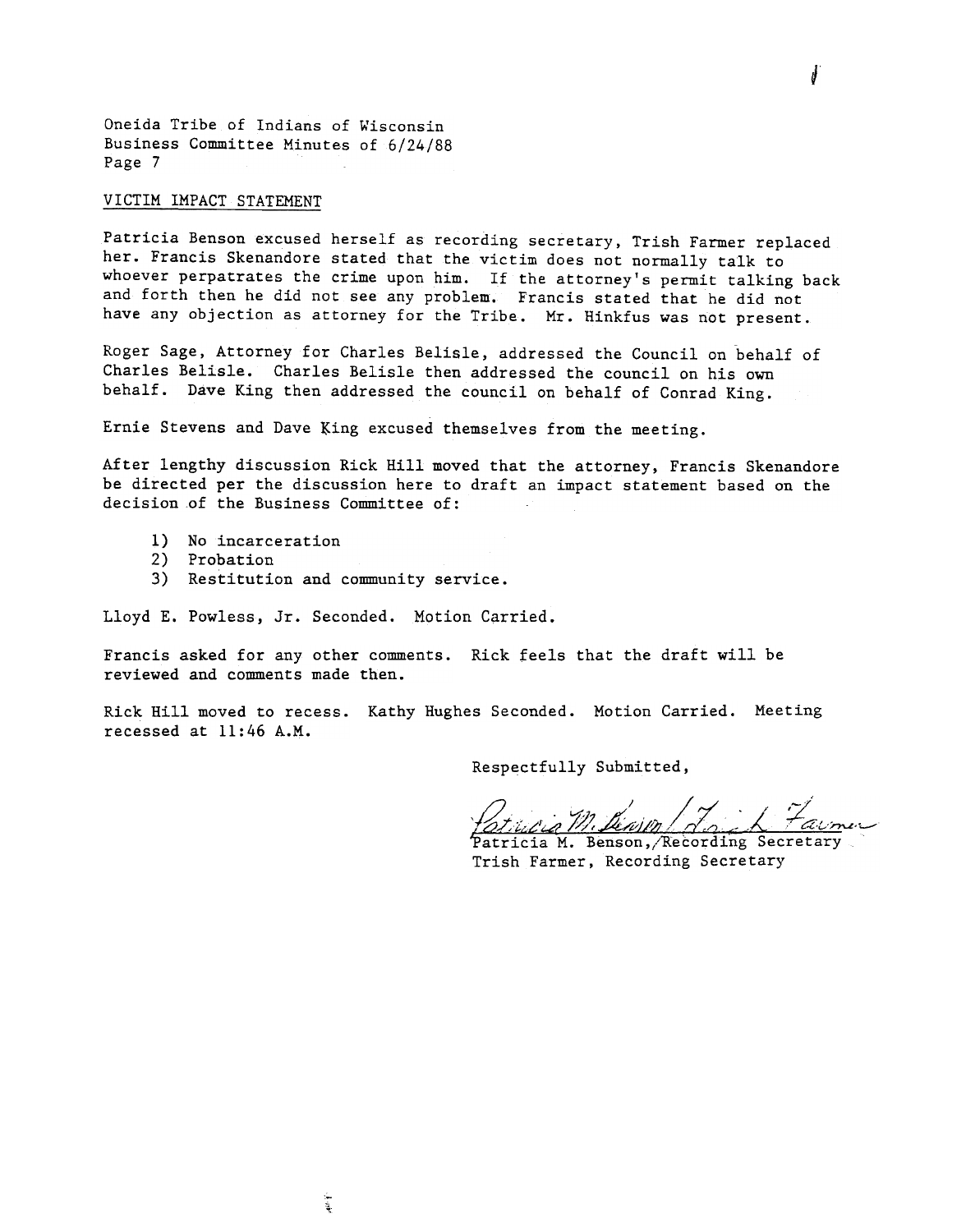Oneida Tribe of Indians of Wisconsin
Business Committee Minutes of 6/24/88
Page 7

VICTIM IMPACT STATEMENT

Patricia Benson excused herself as recording secretary, Trish Farmer replaced her. Francis Skenandore stated that the victim does not normally talk to whoever perpatrates the crime upon him. If the attorney's permit talking back and forth then he did not see any problem. Francis stated that he did not have any objection as attorney for the Tribe. Mr. Hinkfus was not present.

Roger Sage, Attorney for Charles Belisle, addressed the Council on behalf of Charles Belisle. Charles Belisle then addressed the council on his own behalf. Dave King then addressed the council on behalf of Conrad King.

Ernie Stevens and Dave King excused themselves from the meeting.

After lengthy discussion Rick Hill moved that the attorney, Francis Skenandore be directed per the discussion here to draft an impact statement based on the decision of the Business Committee of:

1) No incarceration
2) Probation
3) Restitution and community service.

Lloyd E. Powless, Jr. Seconded. Motion Carried.

Francis asked for any other comments. Rick feels that the draft will be reviewed and comments made then.

Rick Hill moved to recess. Kathy Hughes Seconded. Motion Carried. Meeting recessed at 11:46 A.M.

Respectfully Submitted,

Patricia M. Benson, Recording Secretary
Trish Farmer, Recording Secretary